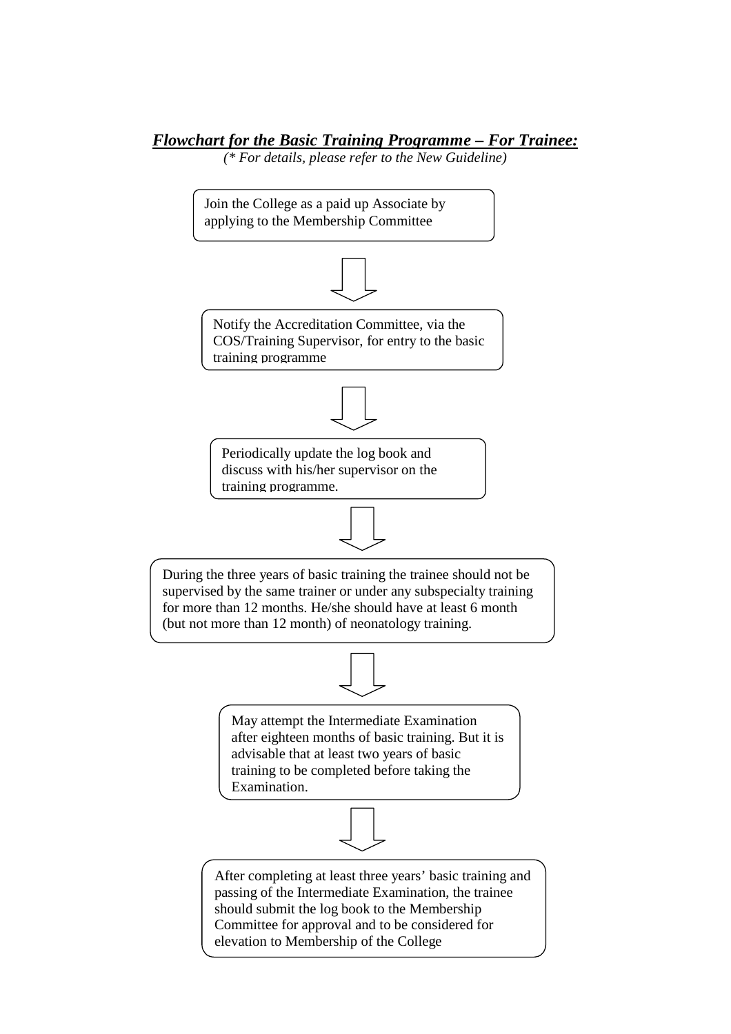***Flowchart for the Basic Training Programme – For Trainee:***

*(\* For details, please refer to the New Guideline)*

Join the College as a paid up Associate by applying to the Membership Committee

↓

Notify the Accreditation Committee, via the COS/Training Supervisor, for entry to the basic training programme

↓

Periodically update the log book and discuss with his/her supervisor on the training programme.

↓

During the three years of basic training the trainee should not be supervised by the same trainer or under any subspecialty training for more than 12 months. He/she should have at least 6 month (but not more than 12 month) of neonatology training.

↓

May attempt the Intermediate Examination after eighteen months of basic training. But it is advisable that at least two years of basic training to be completed before taking the Examination.

↓

After completing at least three years' basic training and passing of the Intermediate Examination, the trainee should submit the log book to the Membership Committee for approval and to be considered for elevation to Membership of the College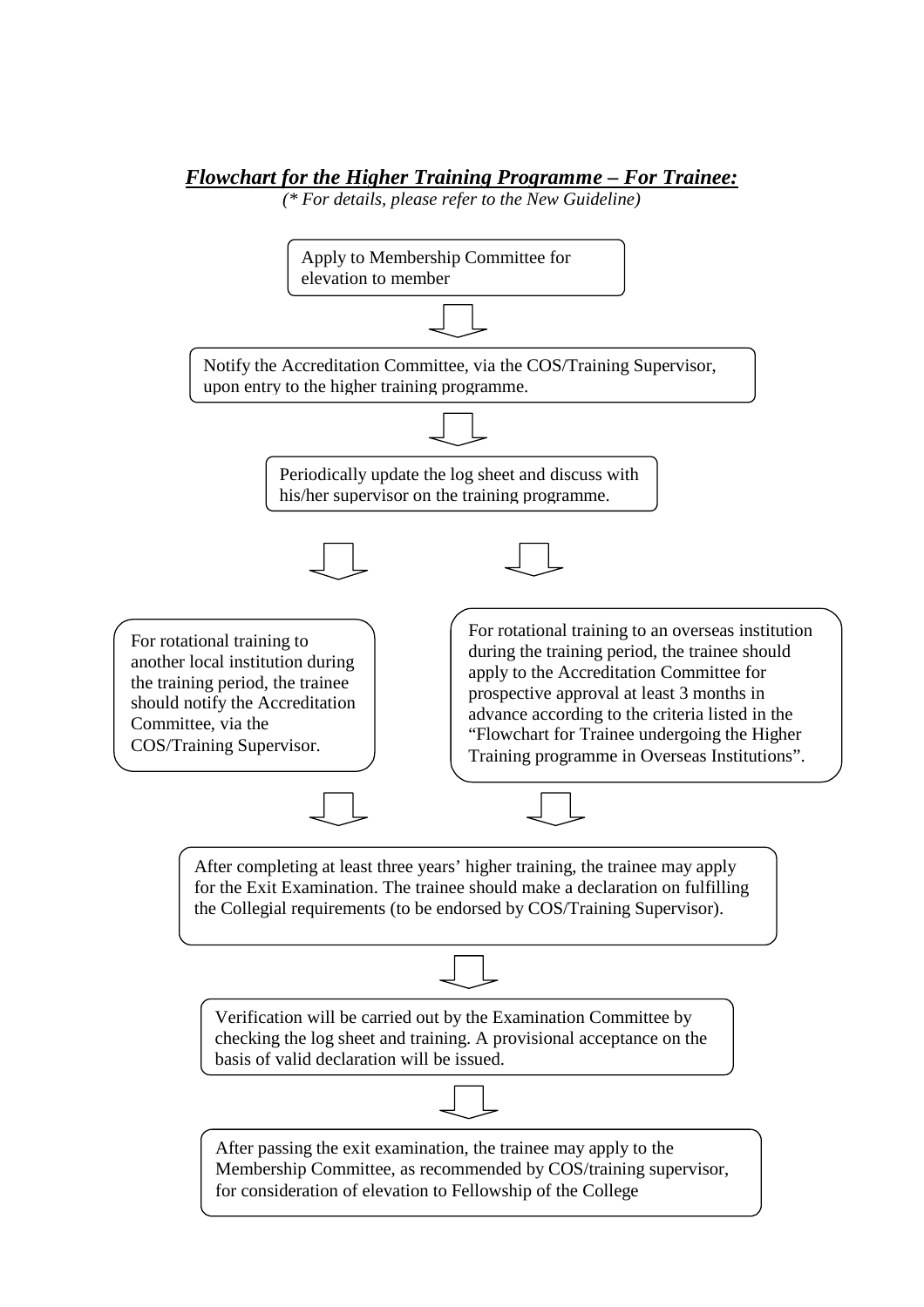***Flowchart for the Higher Training Programme – For Trainee:***

*(\* For details, please refer to the New Guideline)*

Apply to Membership Committee for elevation to member

↓

Notify the Accreditation Committee, via the COS/Training Supervisor, upon entry to the higher training programme.

↓

Periodically update the log sheet and discuss with his/her supervisor on the training programme.

↓

For rotational training to another local institution during the training period, the trainee should notify the Accreditation Committee, via the COS/Training Supervisor.

For rotational training to an overseas institution during the training period, the trainee should apply to the Accreditation Committee for prospective approval at least 3 months in advance according to the criteria listed in the "Flowchart for Trainee undergoing the Higher Training programme in Overseas Institutions".

↓

After completing at least three years' higher training, the trainee may apply for the Exit Examination. The trainee should make a declaration on fulfilling the Collegial requirements (to be endorsed by COS/Training Supervisor).

↓

Verification will be carried out by the Examination Committee by checking the log sheet and training. A provisional acceptance on the basis of valid declaration will be issued.

↓

After passing the exit examination, the trainee may apply to the Membership Committee, as recommended by COS/training supervisor, for consideration of elevation to Fellowship of the College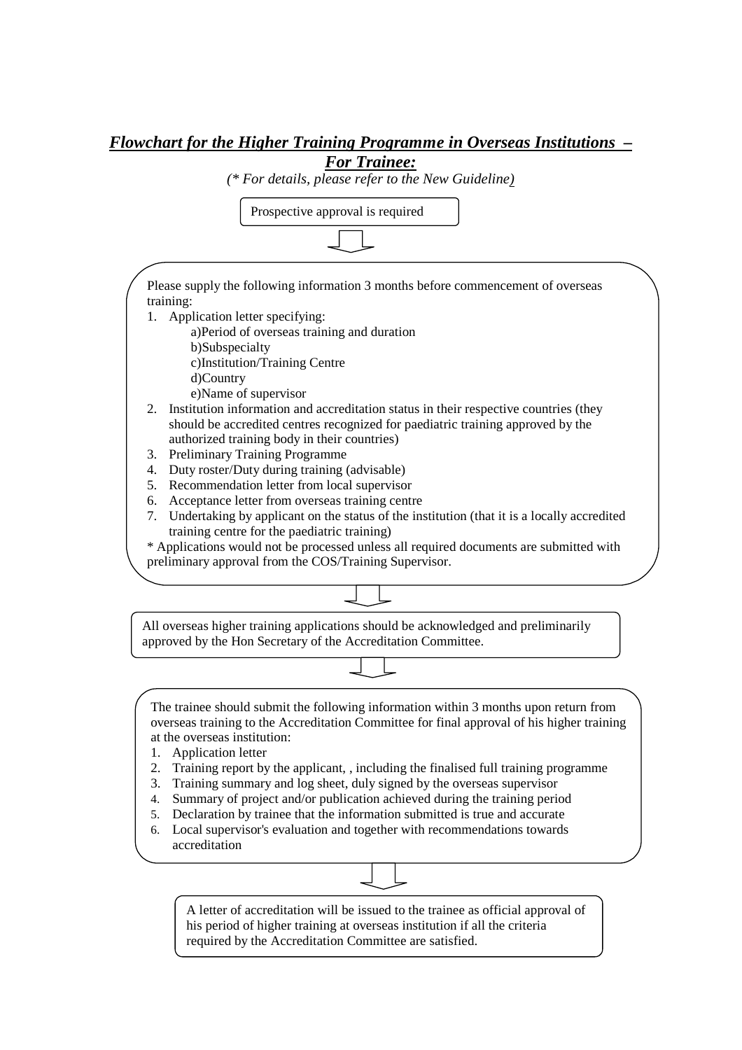***Flowchart for the Higher Training Programme in Overseas Institutions – For Trainee:***

*(\* For details, please refer to the New Guideline)*

Prospective approval is required

↓

Please supply the following information 3 months before commencement of overseas training:

1. Application letter specifying:
   a)Period of overseas training and duration
   b)Subspecialty
   c)Institution/Training Centre
   d)Country
   e)Name of supervisor
2. Institution information and accreditation status in their respective countries (they should be accredited centres recognized for paediatric training approved by the authorized training body in their countries)
3. Preliminary Training Programme
4. Duty roster/Duty during training (advisable)
5. Recommendation letter from local supervisor
6. Acceptance letter from overseas training centre
7. Undertaking by applicant on the status of the institution (that it is a locally accredited training centre for the paediatric training)

\* Applications would not be processed unless all required documents are submitted with preliminary approval from the COS/Training Supervisor.

↓

All overseas higher training applications should be acknowledged and preliminarily approved by the Hon Secretary of the Accreditation Committee.

↓

The trainee should submit the following information within 3 months upon return from overseas training to the Accreditation Committee for final approval of his higher training at the overseas institution:

1. Application letter
2. Training report by the applicant, , including the finalised full training programme
3. Training summary and log sheet, duly signed by the overseas supervisor
4. Summary of project and/or publication achieved during the training period
5. Declaration by trainee that the information submitted is true and accurate
6. Local supervisor's evaluation and together with recommendations towards accreditation

↓

A letter of accreditation will be issued to the trainee as official approval of his period of higher training at overseas institution if all the criteria required by the Accreditation Committee are satisfied.